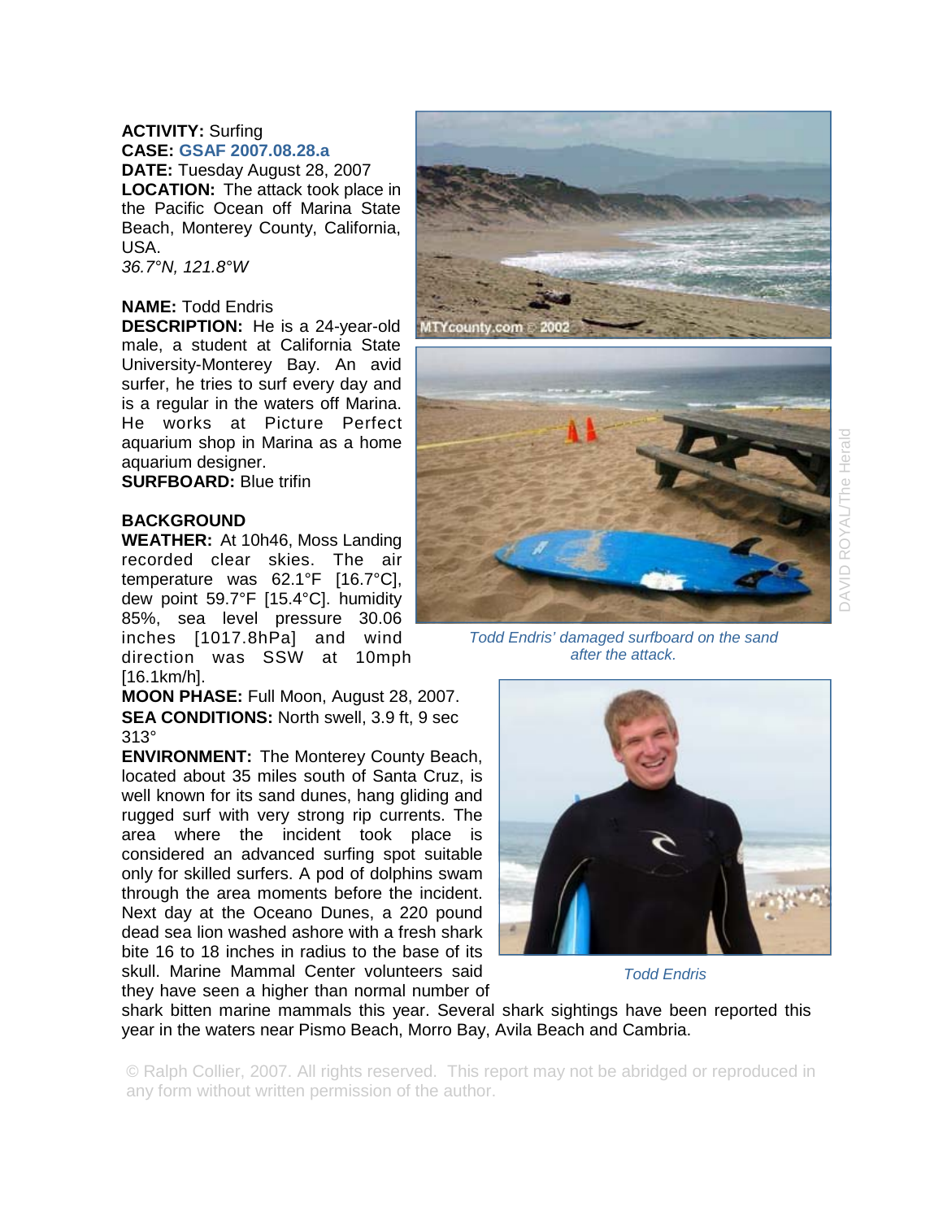**ACTIVITY:** Surfing
**CASE:** GSAF 2007.08.28.a
**DATE:** Tuesday August 28, 2007
**LOCATION:** The attack took place in the Pacific Ocean off Marina State Beach, Monterey County, California, USA.
*36.7°N, 121.8°W*

**NAME:** Todd Endris
**DESCRIPTION:** He is a 24-year-old male, a student at California State University-Monterey Bay. An avid surfer, he tries to surf every day and is a regular in the waters off Marina. He works at Picture Perfect aquarium shop in Marina as a home aquarium designer.
**SURFBOARD:** Blue trifin

Todd Endris' damaged surfboard on the sand after the attack.

Todd Endris

**BACKGROUND**

**WEATHER:** At 10h46, Moss Landing recorded clear skies. The air temperature was 62.1°F [16.7°C], dew point 59.7°F [15.4°C]. humidity 85%, sea level pressure 30.06 inches [1017.8hPa] and wind direction was SSW at 10mph [16.1km/h].

**MOON PHASE:** Full Moon, August 28, 2007.

**SEA CONDITIONS:** North swell, 3.9 ft, 9 sec 313°

**ENVIRONMENT:** The Monterey County Beach, located about 35 miles south of Santa Cruz, is well known for its sand dunes, hang gliding and rugged surf with very strong rip currents. The area where the incident took place is considered an advanced surfing spot suitable only for skilled surfers. A pod of dolphins swam through the area moments before the incident. Next day at the Oceano Dunes, a 220 pound dead sea lion washed ashore with a fresh shark bite 16 to 18 inches in radius to the base of its skull. Marine Mammal Center volunteers said they have seen a higher than normal number of shark bitten marine mammals this year. Several shark sightings have been reported this year in the waters near Pismo Beach, Morro Bay, Avila Beach and Cambria.

© Ralph Collier, 2007. All rights reserved. This report may not be abridged or reproduced in any form without written permission of the author.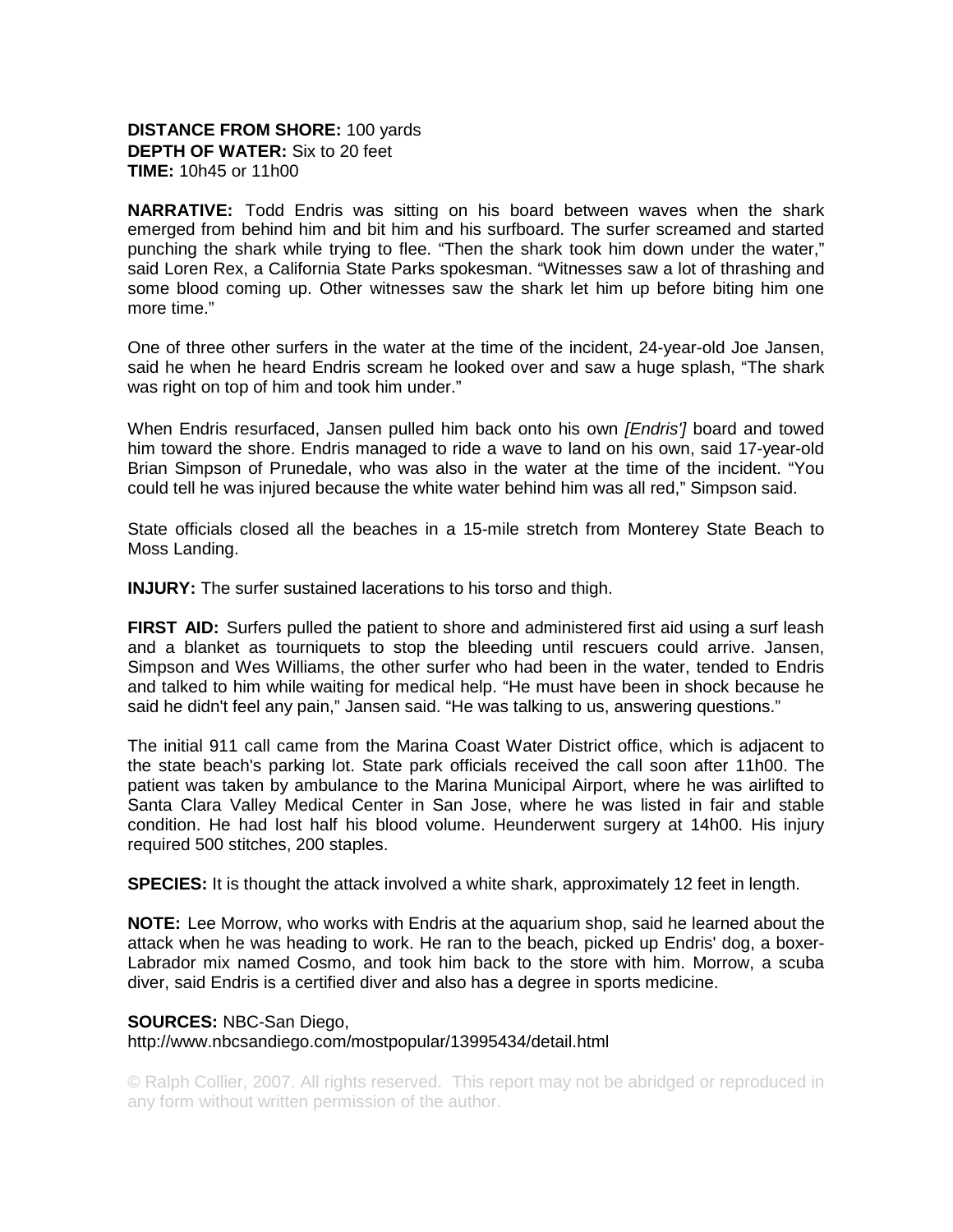**DISTANCE FROM SHORE:** 100 yards
**DEPTH OF WATER:** Six to 20 feet
**TIME:** 10h45 or 11h00

**NARRATIVE:** Todd Endris was sitting on his board between waves when the shark emerged from behind him and bit him and his surfboard. The surfer screamed and started punching the shark while trying to flee. "Then the shark took him down under the water," said Loren Rex, a California State Parks spokesman. "Witnesses saw a lot of thrashing and some blood coming up. Other witnesses saw the shark let him up before biting him one more time."

One of three other surfers in the water at the time of the incident, 24-year-old Joe Jansen, said he when he heard Endris scream he looked over and saw a huge splash, "The shark was right on top of him and took him under."

When Endris resurfaced, Jansen pulled him back onto his own *[Endris']* board and towed him toward the shore. Endris managed to ride a wave to land on his own, said 17-year-old Brian Simpson of Prunedale, who was also in the water at the time of the incident. "You could tell he was injured because the white water behind him was all red," Simpson said.

State officials closed all the beaches in a 15-mile stretch from Monterey State Beach to Moss Landing.

**INJURY:** The surfer sustained lacerations to his torso and thigh.

**FIRST AID:** Surfers pulled the patient to shore and administered first aid using a surf leash and a blanket as tourniquets to stop the bleeding until rescuers could arrive. Jansen, Simpson and Wes Williams, the other surfer who had been in the water, tended to Endris and talked to him while waiting for medical help. "He must have been in shock because he said he didn't feel any pain," Jansen said. "He was talking to us, answering questions."

The initial 911 call came from the Marina Coast Water District office, which is adjacent to the state beach's parking lot. State park officials received the call soon after 11h00. The patient was taken by ambulance to the Marina Municipal Airport, where he was airlifted to Santa Clara Valley Medical Center in San Jose, where he was listed in fair and stable condition. He had lost half his blood volume. Heunderwent surgery at 14h00. His injury required 500 stitches, 200 staples.

**SPECIES:** It is thought the attack involved a white shark, approximately 12 feet in length.

**NOTE:** Lee Morrow, who works with Endris at the aquarium shop, said he learned about the attack when he was heading to work. He ran to the beach, picked up Endris' dog, a boxer-Labrador mix named Cosmo, and took him back to the store with him. Morrow, a scuba diver, said Endris is a certified diver and also has a degree in sports medicine.

**SOURCES:** NBC-San Diego,
http://www.nbcsandiego.com/mostpopular/13995434/detail.html

© Ralph Collier, 2007. All rights reserved. This report may not be abridged or reproduced in any form without written permission of the author.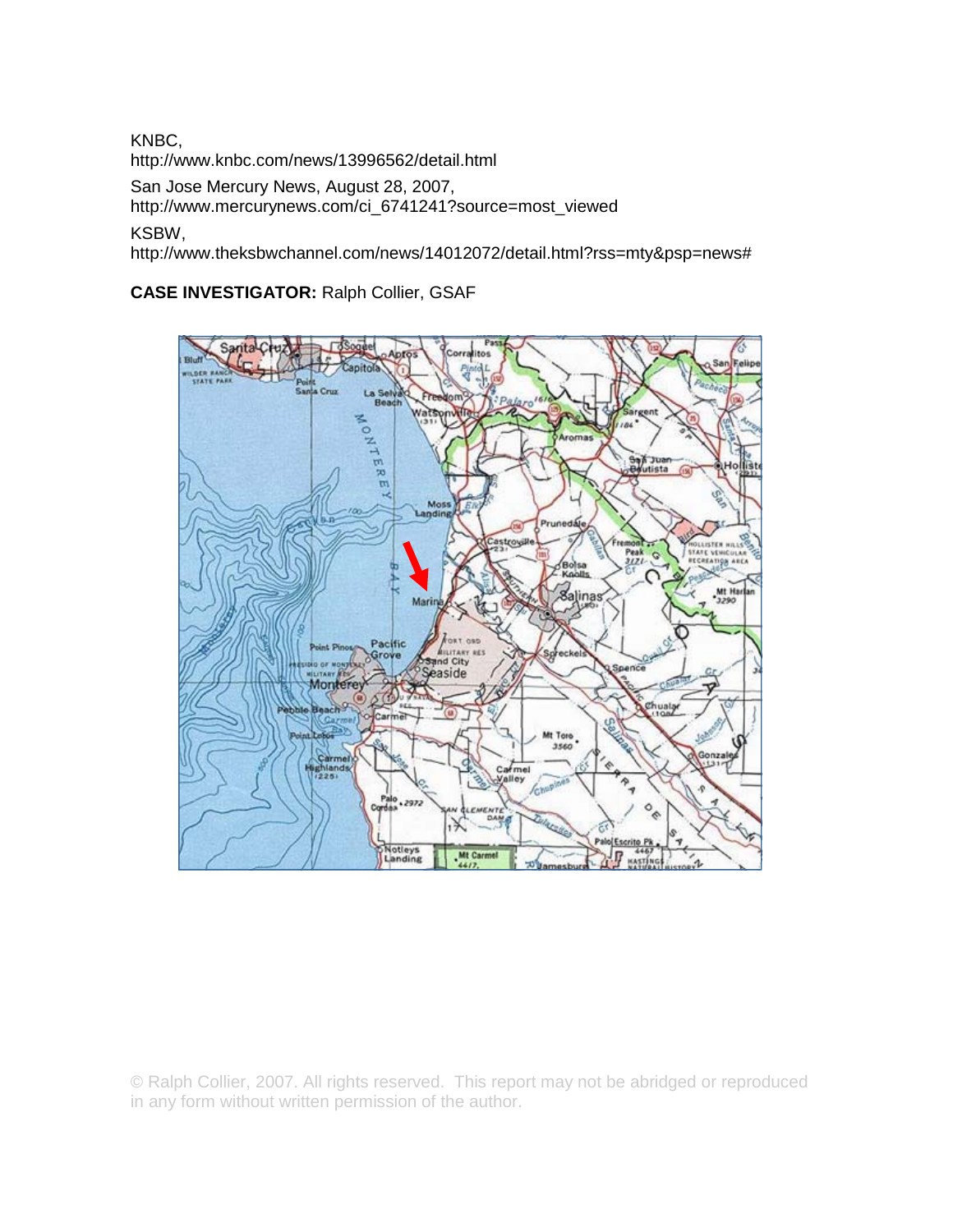KNBC,
http://www.knbc.com/news/13996562/detail.html

San Jose Mercury News, August 28, 2007,
http://www.mercurynews.com/ci_6741241?source=most_viewed

KSBW,
http://www.theksbwchannel.com/news/14012072/detail.html?rss=mty&psp=news#

**CASE INVESTIGATOR:** Ralph Collier, GSAF

© Ralph Collier, 2007. All rights reserved. This report may not be abridged or reproduced in any form without written permission of the author.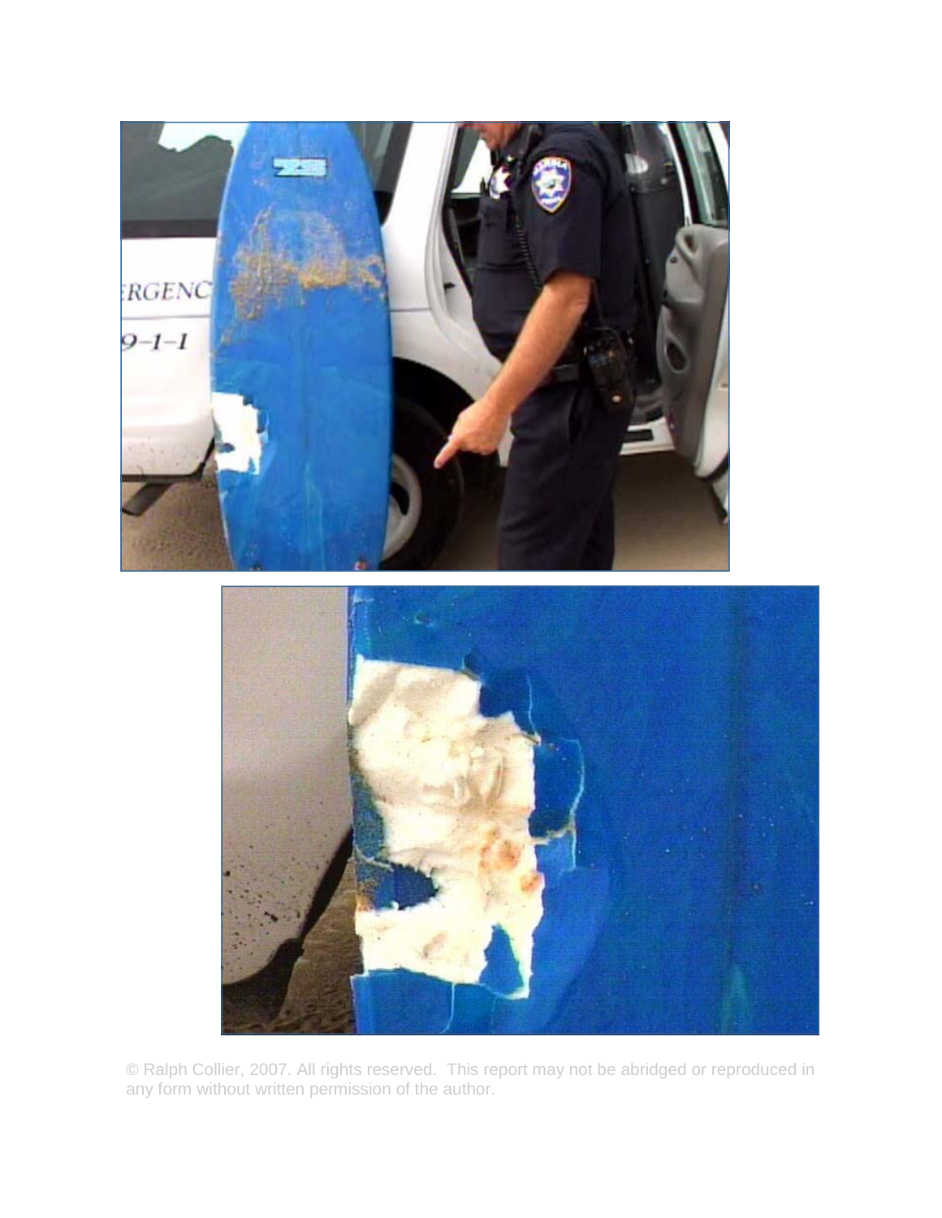© Ralph Collier, 2007. All rights reserved. This report may not be abridged or reproduced in any form without written permission of the author.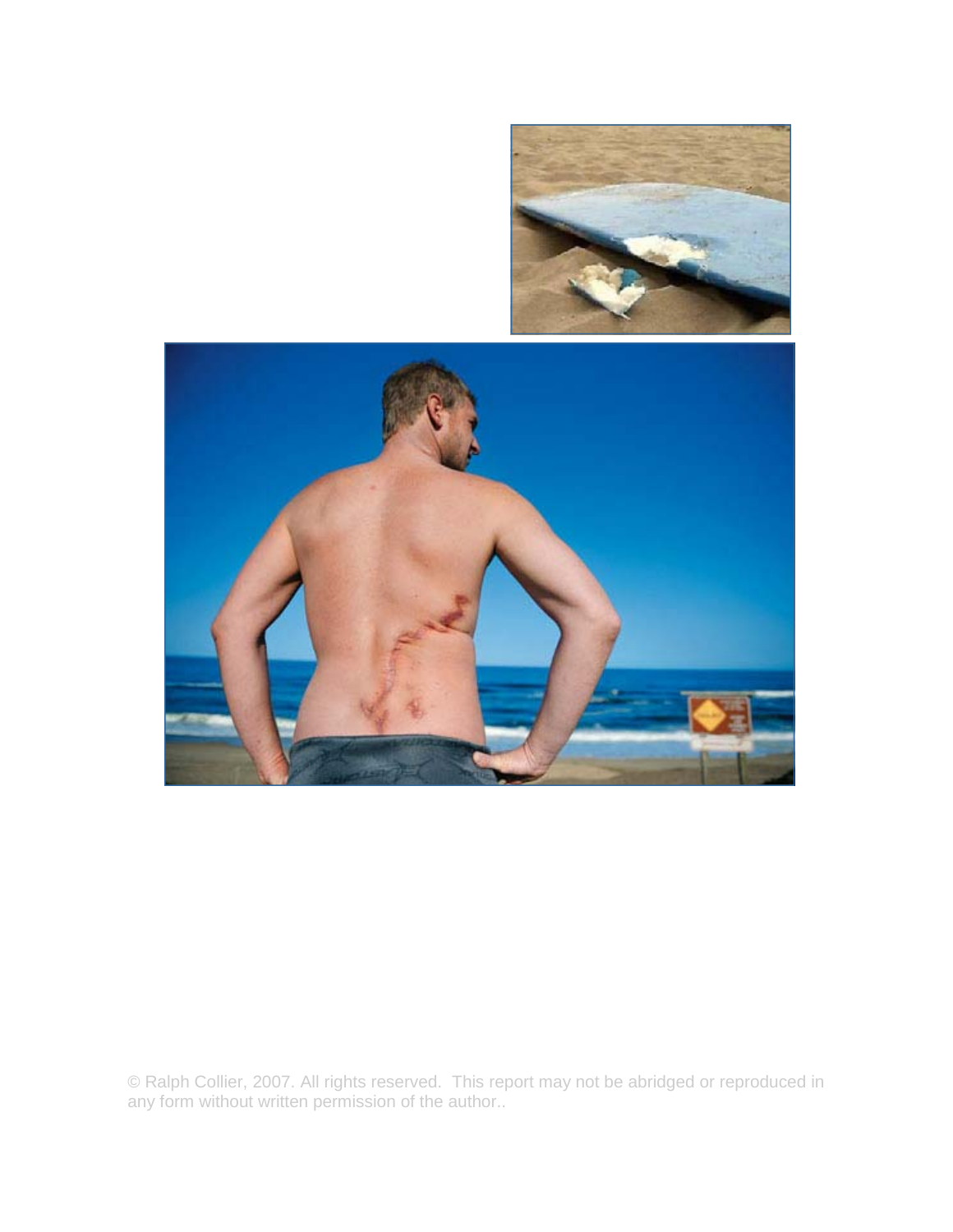© Ralph Collier, 2007. All rights reserved. This report may not be abridged or reproduced in any form without written permission of the author..